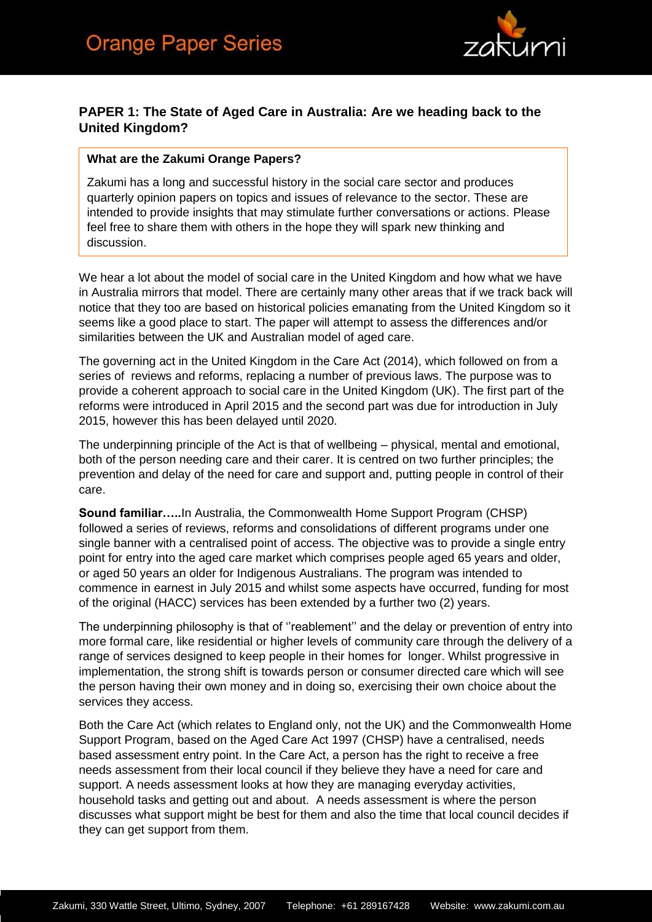## PAPER 1: The State of Aged Care in Australia: Are we heading back to the United Kingdom?

> **What are the Zakumi Orange Papers?**
>
> Zakumi has a long and successful history in the social care sector and produces quarterly opinion papers on topics and issues of relevance to the sector. These are intended to provide insights that may stimulate further conversations or actions. Please feel free to share them with others in the hope they will spark new thinking and discussion.

We hear a lot about the model of social care in the United Kingdom and how what we have in Australia mirrors that model. There are certainly many other areas that if we track back will notice that they too are based on historical policies emanating from the United Kingdom so it seems like a good place to start. The paper will attempt to assess the differences and/or similarities between the UK and Australian model of aged care.

The governing act in the United Kingdom in the Care Act (2014), which followed on from a series of reviews and reforms, replacing a number of previous laws. The purpose was to provide a coherent approach to social care in the United Kingdom (UK). The first part of the reforms were introduced in April 2015 and the second part was due for introduction in July 2015, however this has been delayed until 2020.

The underpinning principle of the Act is that of wellbeing – physical, mental and emotional, both of the person needing care and their carer. It is centred on two further principles; the prevention and delay of the need for care and support and, putting people in control of their care.

**Sound familiar…..**In Australia, the Commonwealth Home Support Program (CHSP) followed a series of reviews, reforms and consolidations of different programs under one single banner with a centralised point of access. The objective was to provide a single entry point for entry into the aged care market which comprises people aged 65 years and older, or aged 50 years an older for Indigenous Australians. The program was intended to commence in earnest in July 2015 and whilst some aspects have occurred, funding for most of the original (HACC) services has been extended by a further two (2) years.

The underpinning philosophy is that of ''reablement'' and the delay or prevention of entry into more formal care, like residential or higher levels of community care through the delivery of a range of services designed to keep people in their homes for longer. Whilst progressive in implementation, the strong shift is towards person or consumer directed care which will see the person having their own money and in doing so, exercising their own choice about the services they access.

Both the Care Act (which relates to England only, not the UK) and the Commonwealth Home Support Program, based on the Aged Care Act 1997 (CHSP) have a centralised, needs based assessment entry point. In the Care Act, a person has the right to receive a free needs assessment from their local council if they believe they have a need for care and support. A needs assessment looks at how they are managing everyday activities, household tasks and getting out and about. A needs assessment is where the person discusses what support might be best for them and also the time that local council decides if they can get support from them.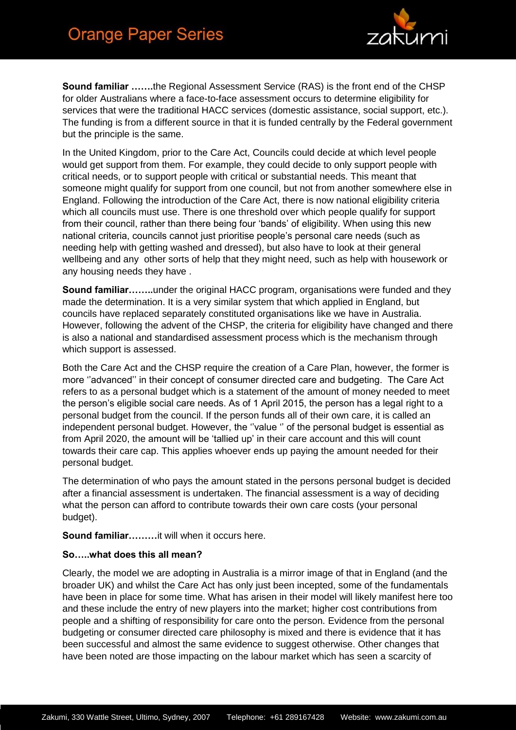**Sound familiar …….**the Regional Assessment Service (RAS) is the front end of the CHSP for older Australians where a face-to-face assessment occurs to determine eligibility for services that were the traditional HACC services (domestic assistance, social support, etc.). The funding is from a different source in that it is funded centrally by the Federal government but the principle is the same.

In the United Kingdom, prior to the Care Act, Councils could decide at which level people would get support from them. For example, they could decide to only support people with critical needs, or to support people with critical or substantial needs. This meant that someone might qualify for support from one council, but not from another somewhere else in England. Following the introduction of the Care Act, there is now national eligibility criteria which all councils must use. There is one threshold over which people qualify for support from their council, rather than there being four 'bands' of eligibility. When using this new national criteria, councils cannot just prioritise people's personal care needs (such as needing help with getting washed and dressed), but also have to look at their general wellbeing and any other sorts of help that they might need, such as help with housework or any housing needs they have .

**Sound familiar……..**under the original HACC program, organisations were funded and they made the determination. It is a very similar system that which applied in England, but councils have replaced separately constituted organisations like we have in Australia. However, following the advent of the CHSP, the criteria for eligibility have changed and there is also a national and standardised assessment process which is the mechanism through which support is assessed.

Both the Care Act and the CHSP require the creation of a Care Plan, however, the former is more ''advanced'' in their concept of consumer directed care and budgeting. The Care Act refers to as a personal budget which is a statement of the amount of money needed to meet the person's eligible social care needs. As of 1 April 2015, the person has a legal right to a personal budget from the council. If the person funds all of their own care, it is called an independent personal budget. However, the ''value '' of the personal budget is essential as from April 2020, the amount will be 'tallied up' in their care account and this will count towards their care cap. This applies whoever ends up paying the amount needed for their personal budget.

The determination of who pays the amount stated in the persons personal budget is decided after a financial assessment is undertaken. The financial assessment is a way of deciding what the person can afford to contribute towards their own care costs (your personal budget).

**Sound familiar………**it will when it occurs here.

**So…..what does this all mean?**

Clearly, the model we are adopting in Australia is a mirror image of that in England (and the broader UK) and whilst the Care Act has only just been incepted, some of the fundamentals have been in place for some time. What has arisen in their model will likely manifest here too and these include the entry of new players into the market; higher cost contributions from people and a shifting of responsibility for care onto the person. Evidence from the personal budgeting or consumer directed care philosophy is mixed and there is evidence that it has been successful and almost the same evidence to suggest otherwise. Other changes that have been noted are those impacting on the labour market which has seen a scarcity of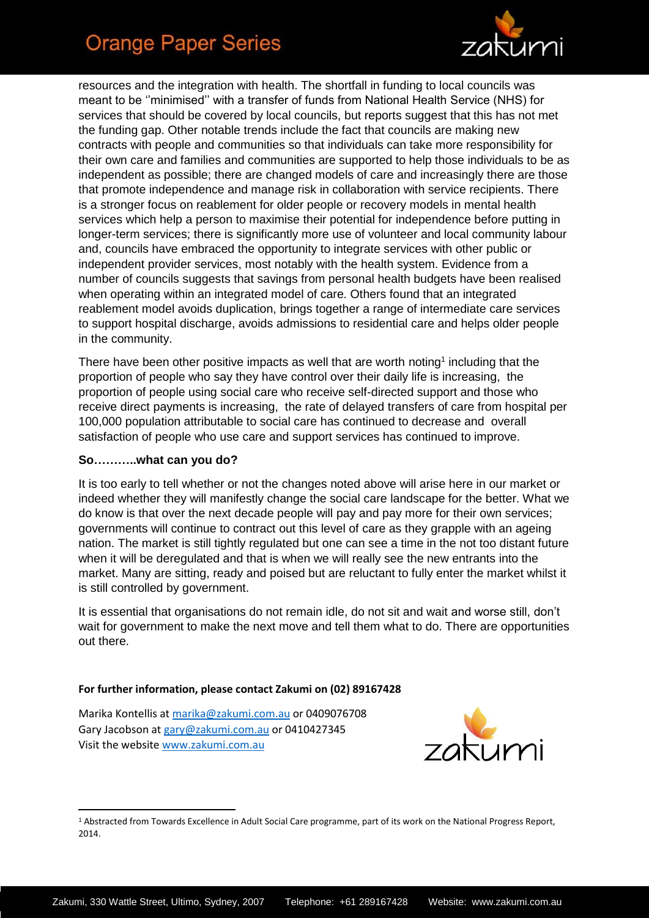resources and the integration with health. The shortfall in funding to local councils was meant to be ''minimised'' with a transfer of funds from National Health Service (NHS) for services that should be covered by local councils, but reports suggest that this has not met the funding gap. Other notable trends include the fact that councils are making new contracts with people and communities so that individuals can take more responsibility for their own care and families and communities are supported to help those individuals to be as independent as possible; there are changed models of care and increasingly there are those that promote independence and manage risk in collaboration with service recipients. There is a stronger focus on reablement for older people or recovery models in mental health services which help a person to maximise their potential for independence before putting in longer-term services; there is significantly more use of volunteer and local community labour and, councils have embraced the opportunity to integrate services with other public or independent provider services, most notably with the health system. Evidence from a number of councils suggests that savings from personal health budgets have been realised when operating within an integrated model of care. Others found that an integrated reablement model avoids duplication, brings together a range of intermediate care services to support hospital discharge, avoids admissions to residential care and helps older people in the community.

There have been other positive impacts as well that are worth noting[1] including that the proportion of people who say they have control over their daily life is increasing, the proportion of people using social care who receive self-directed support and those who receive direct payments is increasing, the rate of delayed transfers of care from hospital per 100,000 population attributable to social care has continued to decrease and overall satisfaction of people who use care and support services has continued to improve.

**So………..what can you do?**

It is too early to tell whether or not the changes noted above will arise here in our market or indeed whether they will manifestly change the social care landscape for the better. What we do know is that over the next decade people will pay and pay more for their own services; governments will continue to contract out this level of care as they grapple with an ageing nation. The market is still tightly regulated but one can see a time in the not too distant future when it will be deregulated and that is when we will really see the new entrants into the market. Many are sitting, ready and poised but are reluctant to fully enter the market whilst it is still controlled by government.

It is essential that organisations do not remain idle, do not sit and wait and worse still, don't wait for government to make the next move and tell them what to do. There are opportunities out there.

**For further information, please contact Zakumi on (02) 89167428**

Marika Kontellis at marika@zakumi.com.au or 0409076708
Gary Jacobson at gary@zakumi.com.au or 0410427345
Visit the website www.zakumi.com.au

[1] Abstracted from Towards Excellence in Adult Social Care programme, part of its work on the National Progress Report, 2014.